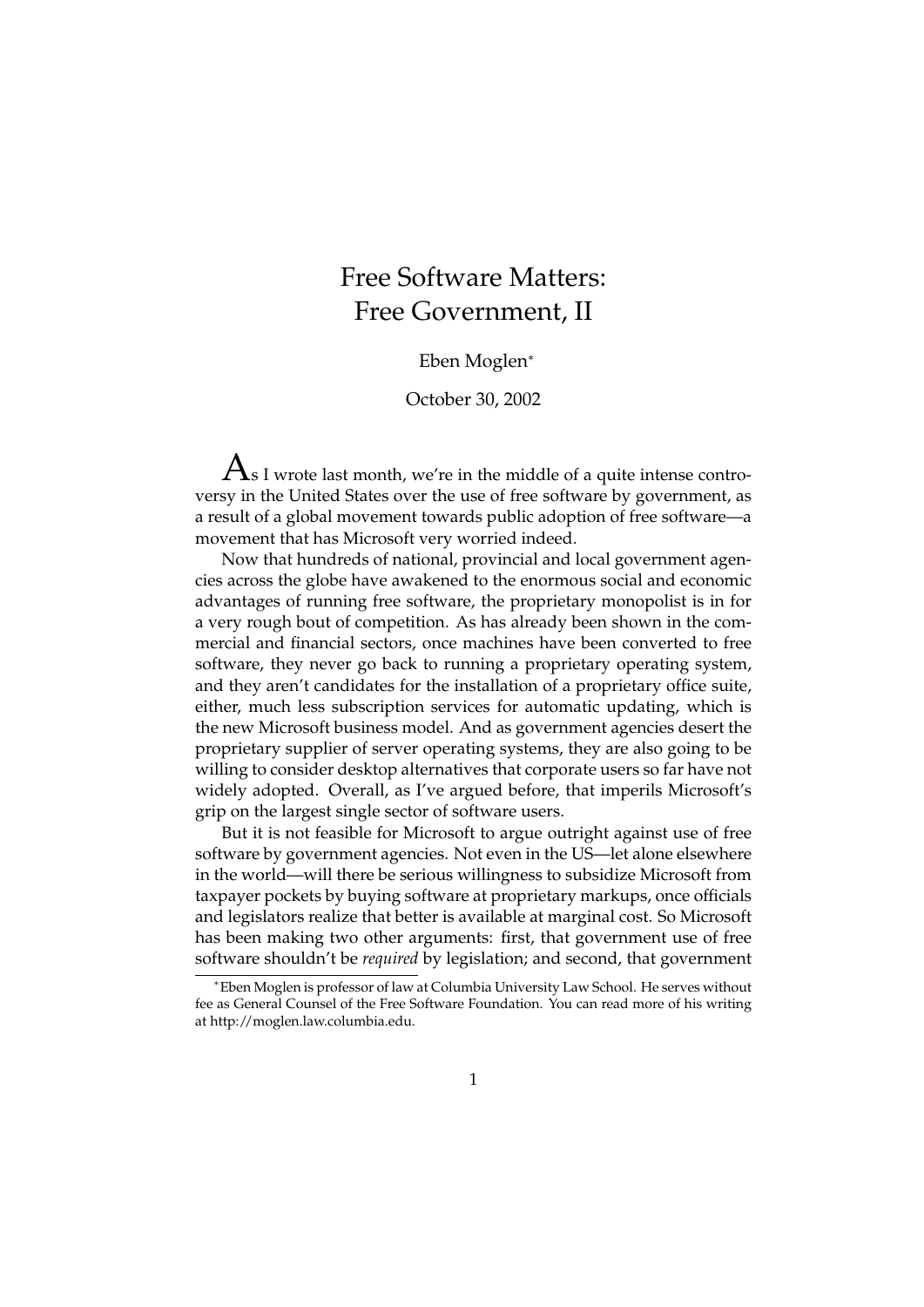# Free Software Matters: Free Government, II

Eben Moglen*

October 30, 2002

As I wrote last month, we're in the middle of a quite intense controversy in the United States over the use of free software by government, as a result of a global movement towards public adoption of free software—a movement that has Microsoft very worried indeed.

Now that hundreds of national, provincial and local government agencies across the globe have awakened to the enormous social and economic advantages of running free software, the proprietary monopolist is in for a very rough bout of competition. As has already been shown in the commercial and financial sectors, once machines have been converted to free software, they never go back to running a proprietary operating system, and they aren't candidates for the installation of a proprietary office suite, either, much less subscription services for automatic updating, which is the new Microsoft business model. And as government agencies desert the proprietary supplier of server operating systems, they are also going to be willing to consider desktop alternatives that corporate users so far have not widely adopted. Overall, as I've argued before, that imperils Microsoft's grip on the largest single sector of software users.

But it is not feasible for Microsoft to argue outright against use of free software by government agencies. Not even in the US—let alone elsewhere in the world—will there be serious willingness to subsidize Microsoft from taxpayer pockets by buying software at proprietary markups, once officials and legislators realize that better is available at marginal cost. So Microsoft has been making two other arguments: first, that government use of free software shouldn't be *required* by legislation; and second, that government

*Eben Moglen is professor of law at Columbia University Law School. He serves without fee as General Counsel of the Free Software Foundation. You can read more of his writing at http://moglen.law.columbia.edu.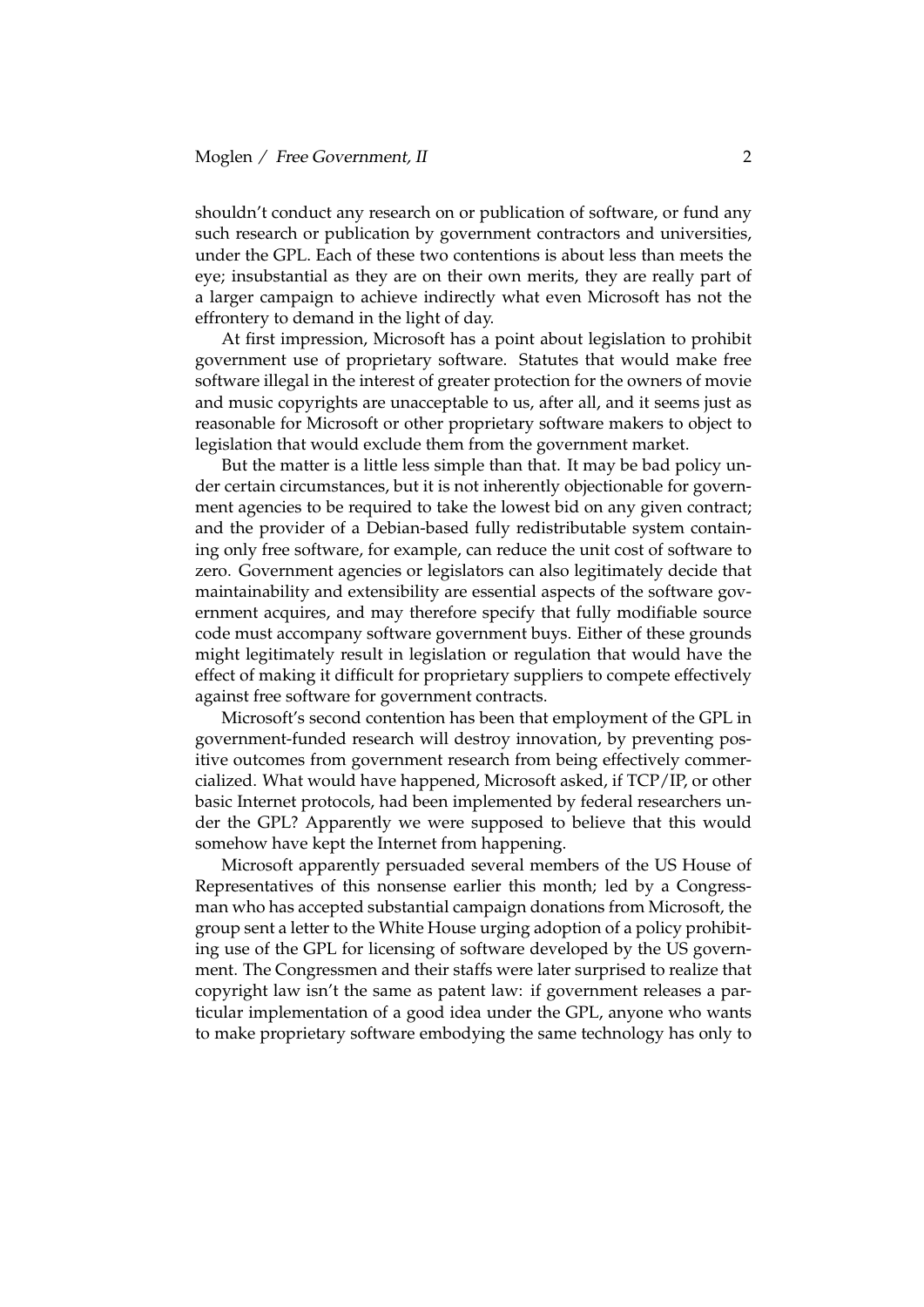shouldn't conduct any research on or publication of software, or fund any such research or publication by government contractors and universities, under the GPL. Each of these two contentions is about less than meets the eye; insubstantial as they are on their own merits, they are really part of a larger campaign to achieve indirectly what even Microsoft has not the effrontery to demand in the light of day.

At first impression, Microsoft has a point about legislation to prohibit government use of proprietary software. Statutes that would make free software illegal in the interest of greater protection for the owners of movie and music copyrights are unacceptable to us, after all, and it seems just as reasonable for Microsoft or other proprietary software makers to object to legislation that would exclude them from the government market.

But the matter is a little less simple than that. It may be bad policy under certain circumstances, but it is not inherently objectionable for government agencies to be required to take the lowest bid on any given contract; and the provider of a Debian-based fully redistributable system containing only free software, for example, can reduce the unit cost of software to zero. Government agencies or legislators can also legitimately decide that maintainability and extensibility are essential aspects of the software government acquires, and may therefore specify that fully modifiable source code must accompany software government buys. Either of these grounds might legitimately result in legislation or regulation that would have the effect of making it difficult for proprietary suppliers to compete effectively against free software for government contracts.

Microsoft's second contention has been that employment of the GPL in government-funded research will destroy innovation, by preventing positive outcomes from government research from being effectively commercialized. What would have happened, Microsoft asked, if TCP/IP, or other basic Internet protocols, had been implemented by federal researchers under the GPL? Apparently we were supposed to believe that this would somehow have kept the Internet from happening.

Microsoft apparently persuaded several members of the US House of Representatives of this nonsense earlier this month; led by a Congressman who has accepted substantial campaign donations from Microsoft, the group sent a letter to the White House urging adoption of a policy prohibiting use of the GPL for licensing of software developed by the US government. The Congressmen and their staffs were later surprised to realize that copyright law isn't the same as patent law: if government releases a particular implementation of a good idea under the GPL, anyone who wants to make proprietary software embodying the same technology has only to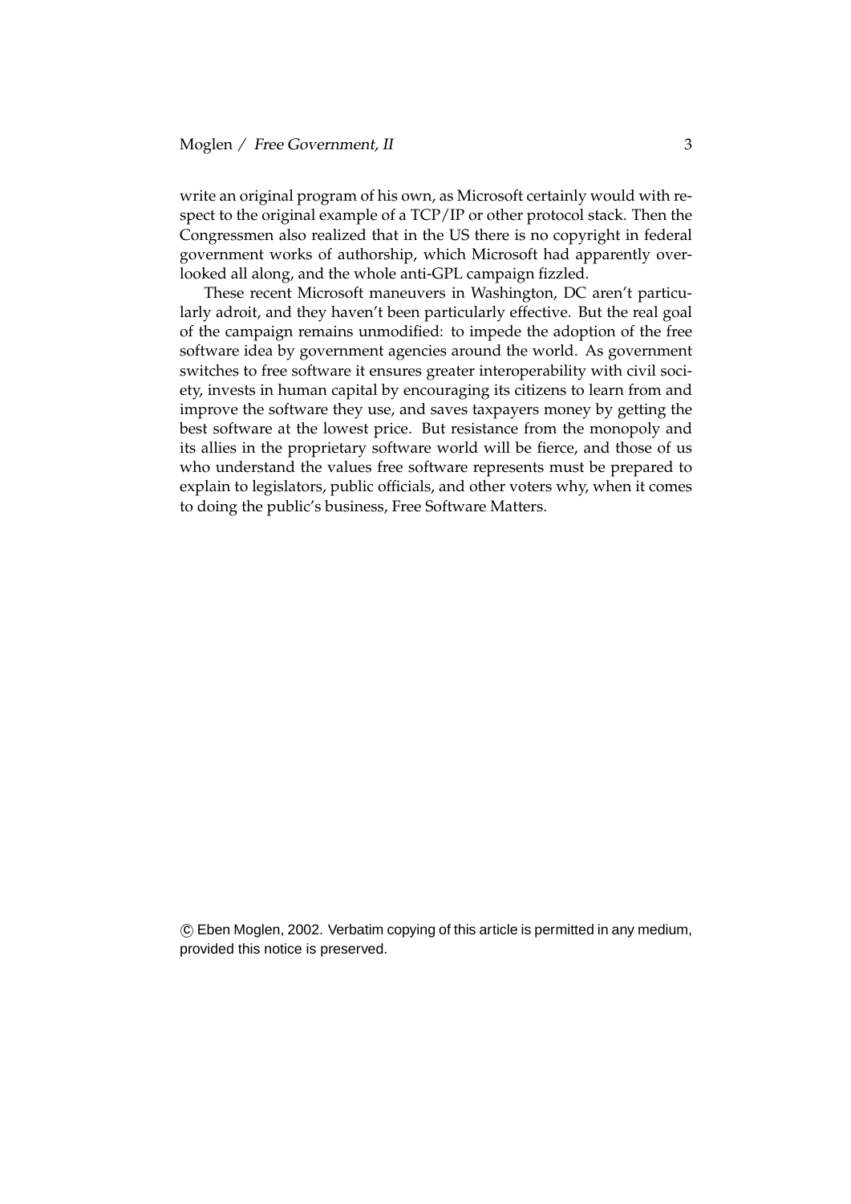write an original program of his own, as Microsoft certainly would with respect to the original example of a TCP/IP or other protocol stack. Then the Congressmen also realized that in the US there is no copyright in federal government works of authorship, which Microsoft had apparently overlooked all along, and the whole anti-GPL campaign fizzled.

These recent Microsoft maneuvers in Washington, DC aren't particularly adroit, and they haven't been particularly effective. But the real goal of the campaign remains unmodified: to impede the adoption of the free software idea by government agencies around the world. As government switches to free software it ensures greater interoperability with civil society, invests in human capital by encouraging its citizens to learn from and improve the software they use, and saves taxpayers money by getting the best software at the lowest price. But resistance from the monopoly and its allies in the proprietary software world will be fierce, and those of us who understand the values free software represents must be prepared to explain to legislators, public officials, and other voters why, when it comes to doing the public's business, Free Software Matters.

© Eben Moglen, 2002. Verbatim copying of this article is permitted in any medium, provided this notice is preserved.